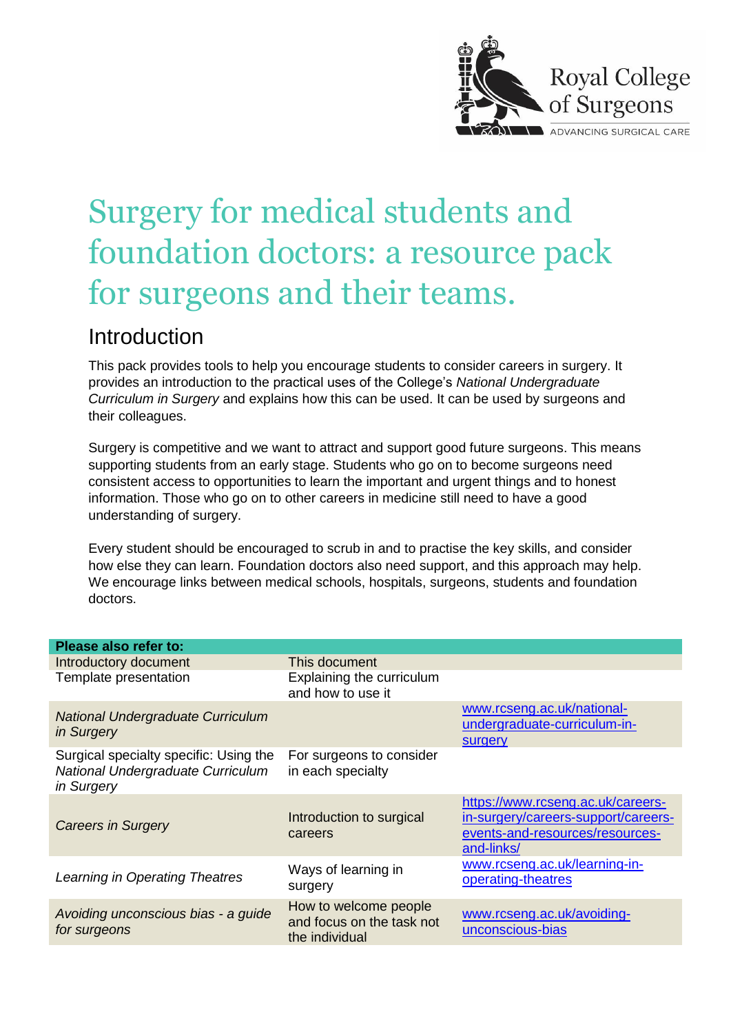# Surgery for medical students and foundation doctors: a resource pack for surgeons and their teams.

## Introduction

This pack provides tools to help you encourage students to consider careers in surgery. It provides an introduction to the practical uses of the College's *National Undergraduate Curriculum in Surgery* and explains how this can be used. It can be used by surgeons and their colleagues.

Surgery is competitive and we want to attract and support good future surgeons. This means supporting students from an early stage. Students who go on to become surgeons need consistent access to opportunities to learn the important and urgent things and to honest information. Those who go on to other careers in medicine still need to have a good understanding of surgery.

Every student should be encouraged to scrub in and to practise the key skills, and consider how else they can learn. Foundation doctors also need support, and this approach may help. We encourage links between medical schools, hospitals, surgeons, students and foundation doctors.

| **Please also refer to:** | | |
|---|---|---|
| Introductory document | This document | |
| Template presentation | Explaining the curriculum and how to use it | |
| *National Undergraduate Curriculum in Surgery* | | www.rcseng.ac.uk/national-undergraduate-curriculum-in-surgery |
| Surgical specialty specific: Using the *National Undergraduate Curriculum in Surgery* | For surgeons to consider in each specialty | |
| *Careers in Surgery* | Introduction to surgical careers | https://www.rcseng.ac.uk/careers-in-surgery/careers-support/careers-events-and-resources/resources-and-links/ |
| *Learning in Operating Theatres* | Ways of learning in surgery | www.rcseng.ac.uk/learning-in-operating-theatres |
| *Avoiding unconscious bias - a guide for surgeons* | How to welcome people and focus on the task not the individual | www.rcseng.ac.uk/avoiding-unconscious-bias |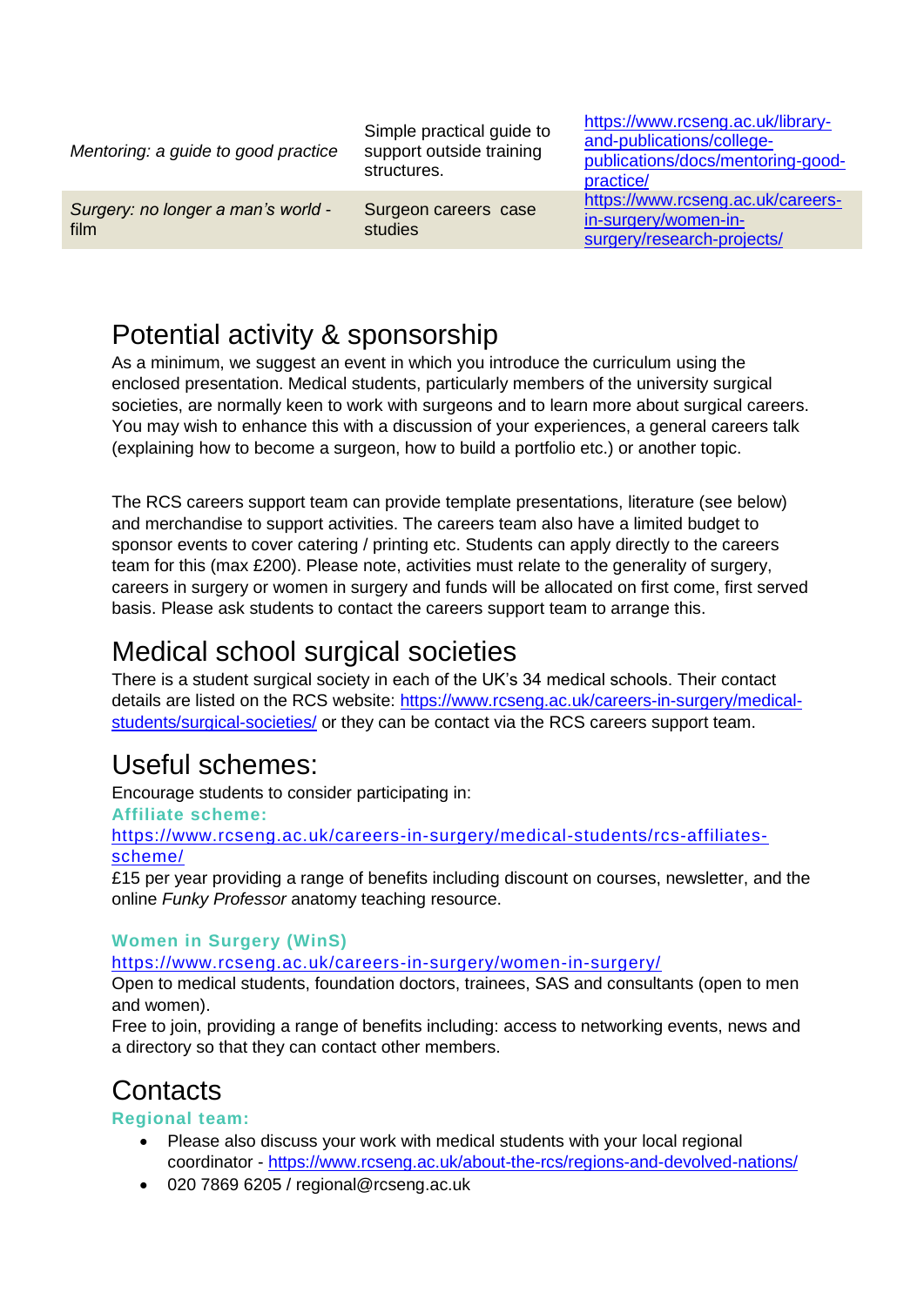| | | |
|---|---|---|
| *Mentoring: a guide to good practice* | Simple practical guide to support outside training structures. | https://www.rcseng.ac.uk/library-and-publications/college-publications/docs/mentoring-good-practice/ |
| *Surgery: no longer a man's world* - film | Surgeon careers case studies | https://www.rcseng.ac.uk/careers-in-surgery/women-in-surgery/research-projects/ |

# Potential activity & sponsorship

As a minimum, we suggest an event in which you introduce the curriculum using the enclosed presentation. Medical students, particularly members of the university surgical societies, are normally keen to work with surgeons and to learn more about surgical careers. You may wish to enhance this with a discussion of your experiences, a general careers talk (explaining how to become a surgeon, how to build a portfolio etc.) or another topic.

The RCS careers support team can provide template presentations, literature (see below) and merchandise to support activities. The careers team also have a limited budget to sponsor events to cover catering / printing etc. Students can apply directly to the careers team for this (max £200). Please note, activities must relate to the generality of surgery, careers in surgery or women in surgery and funds will be allocated on first come, first served basis. Please ask students to contact the careers support team to arrange this.

# Medical school surgical societies

There is a student surgical society in each of the UK's 34 medical schools. Their contact details are listed on the RCS website: https://www.rcseng.ac.uk/careers-in-surgery/medical-students/surgical-societies/ or they can be contact via the RCS careers support team.

# Useful schemes:

Encourage students to consider participating in:

**Affiliate scheme:**
https://www.rcseng.ac.uk/careers-in-surgery/medical-students/rcs-affiliates-scheme/
£15 per year providing a range of benefits including discount on courses, newsletter, and the online *Funky Professor* anatomy teaching resource.

**Women in Surgery (WinS)**
https://www.rcseng.ac.uk/careers-in-surgery/women-in-surgery/
Open to medical students, foundation doctors, trainees, SAS and consultants (open to men and women).
Free to join, providing a range of benefits including: access to networking events, news and a directory so that they can contact other members.

# Contacts

**Regional team:**

- Please also discuss your work with medical students with your local regional coordinator - https://www.rcseng.ac.uk/about-the-rcs/regions-and-devolved-nations/
- 020 7869 6205 / regional@rcseng.ac.uk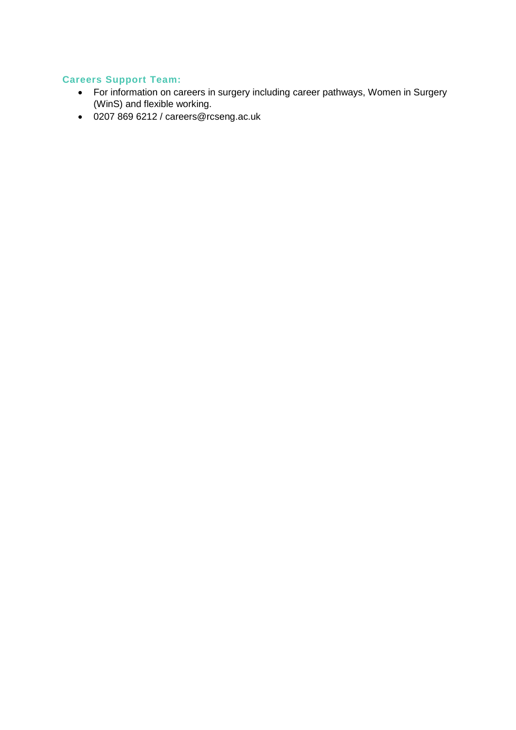### Careers Support Team:

- For information on careers in surgery including career pathways, Women in Surgery (WinS) and flexible working.
- 0207 869 6212 / careers@rcseng.ac.uk